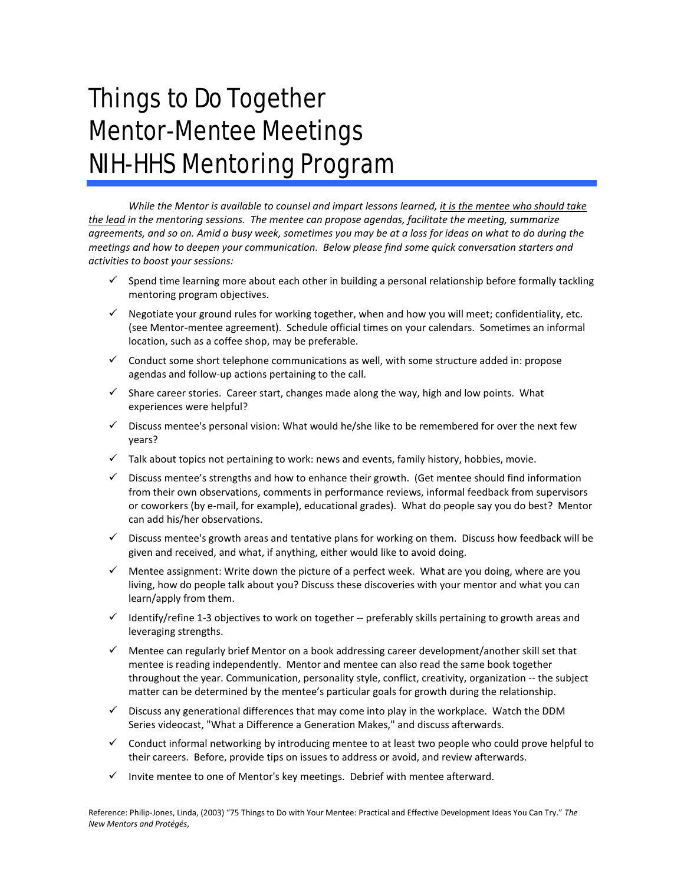# Things to Do Together
# Mentor-Mentee Meetings
# NIH-HHS Mentoring Program

*While the Mentor is available to counsel and impart lessons learned, <u>it is the mentee who should take the lead</u> in the mentoring sessions. The mentee can propose agendas, facilitate the meeting, summarize agreements, and so on. Amid a busy week, sometimes you may be at a loss for ideas on what to do during the meetings and how to deepen your communication. Below please find some quick conversation starters and activities to boost your sessions:*

- ✓ Spend time learning more about each other in building a personal relationship before formally tackling mentoring program objectives.
- ✓ Negotiate your ground rules for working together, when and how you will meet; confidentiality, etc. (see Mentor-mentee agreement). Schedule official times on your calendars. Sometimes an informal location, such as a coffee shop, may be preferable.
- ✓ Conduct some short telephone communications as well, with some structure added in: propose agendas and follow-up actions pertaining to the call.
- ✓ Share career stories. Career start, changes made along the way, high and low points. What experiences were helpful?
- ✓ Discuss mentee's personal vision: What would he/she like to be remembered for over the next few years?
- ✓ Talk about topics not pertaining to work: news and events, family history, hobbies, movie.
- ✓ Discuss mentee's strengths and how to enhance their growth. (Get mentee should find information from their own observations, comments in performance reviews, informal feedback from supervisors or coworkers (by e-mail, for example), educational grades). What do people say you do best? Mentor can add his/her observations.
- ✓ Discuss mentee's growth areas and tentative plans for working on them. Discuss how feedback will be given and received, and what, if anything, either would like to avoid doing.
- ✓ Mentee assignment: Write down the picture of a perfect week. What are you doing, where are you living, how do people talk about you? Discuss these discoveries with your mentor and what you can learn/apply from them.
- ✓ Identify/refine 1-3 objectives to work on together -- preferably skills pertaining to growth areas and leveraging strengths.
- ✓ Mentee can regularly brief Mentor on a book addressing career development/another skill set that mentee is reading independently. Mentor and mentee can also read the same book together throughout the year. Communication, personality style, conflict, creativity, organization -- the subject matter can be determined by the mentee's particular goals for growth during the relationship.
- ✓ Discuss any generational differences that may come into play in the workplace. Watch the DDM Series videocast, "What a Difference a Generation Makes," and discuss afterwards.
- ✓ Conduct informal networking by introducing mentee to at least two people who could prove helpful to their careers. Before, provide tips on issues to address or avoid, and review afterwards.
- ✓ Invite mentee to one of Mentor's key meetings. Debrief with mentee afterward.

Reference: Philip-Jones, Linda, (2003) "75 Things to Do with Your Mentee: Practical and Effective Development Ideas You Can Try." *The New Mentors and Protégés*,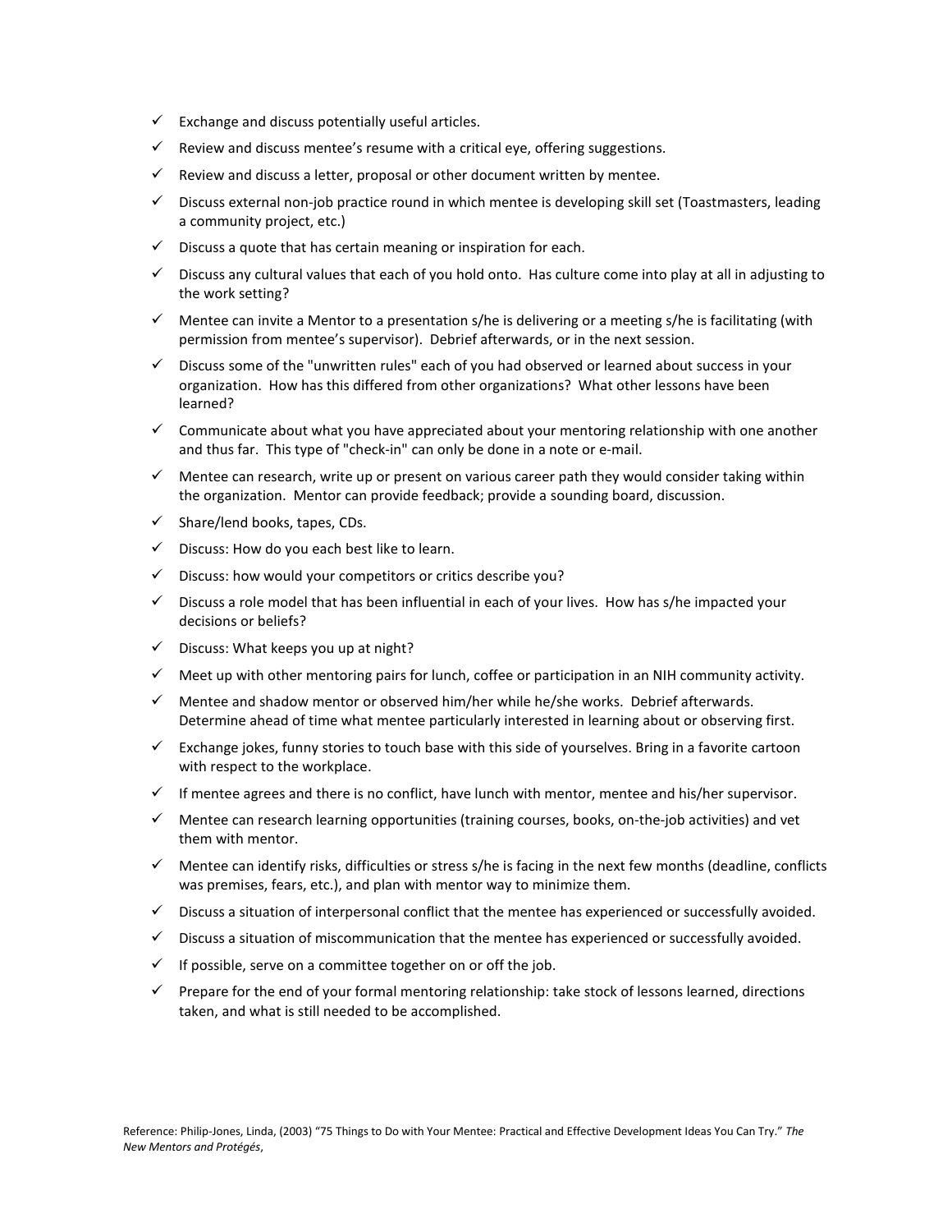- ✓ Exchange and discuss potentially useful articles.
- ✓ Review and discuss mentee's resume with a critical eye, offering suggestions.
- ✓ Review and discuss a letter, proposal or other document written by mentee.
- ✓ Discuss external non-job practice round in which mentee is developing skill set (Toastmasters, leading a community project, etc.)
- ✓ Discuss a quote that has certain meaning or inspiration for each.
- ✓ Discuss any cultural values that each of you hold onto. Has culture come into play at all in adjusting to the work setting?
- ✓ Mentee can invite a Mentor to a presentation s/he is delivering or a meeting s/he is facilitating (with permission from mentee's supervisor). Debrief afterwards, or in the next session.
- ✓ Discuss some of the "unwritten rules" each of you had observed or learned about success in your organization. How has this differed from other organizations? What other lessons have been learned?
- ✓ Communicate about what you have appreciated about your mentoring relationship with one another and thus far. This type of "check-in" can only be done in a note or e-mail.
- ✓ Mentee can research, write up or present on various career path they would consider taking within the organization. Mentor can provide feedback; provide a sounding board, discussion.
- ✓ Share/lend books, tapes, CDs.
- ✓ Discuss: How do you each best like to learn.
- ✓ Discuss: how would your competitors or critics describe you?
- ✓ Discuss a role model that has been influential in each of your lives. How has s/he impacted your decisions or beliefs?
- ✓ Discuss: What keeps you up at night?
- ✓ Meet up with other mentoring pairs for lunch, coffee or participation in an NIH community activity.
- ✓ Mentee and shadow mentor or observed him/her while he/she works. Debrief afterwards. Determine ahead of time what mentee particularly interested in learning about or observing first.
- ✓ Exchange jokes, funny stories to touch base with this side of yourselves. Bring in a favorite cartoon with respect to the workplace.
- ✓ If mentee agrees and there is no conflict, have lunch with mentor, mentee and his/her supervisor.
- ✓ Mentee can research learning opportunities (training courses, books, on-the-job activities) and vet them with mentor.
- ✓ Mentee can identify risks, difficulties or stress s/he is facing in the next few months (deadline, conflicts was premises, fears, etc.), and plan with mentor way to minimize them.
- ✓ Discuss a situation of interpersonal conflict that the mentee has experienced or successfully avoided.
- ✓ Discuss a situation of miscommunication that the mentee has experienced or successfully avoided.
- ✓ If possible, serve on a committee together on or off the job.
- ✓ Prepare for the end of your formal mentoring relationship: take stock of lessons learned, directions taken, and what is still needed to be accomplished.

Reference: Philip-Jones, Linda, (2003) "75 Things to Do with Your Mentee: Practical and Effective Development Ideas You Can Try." *The New Mentors and Protégés*,